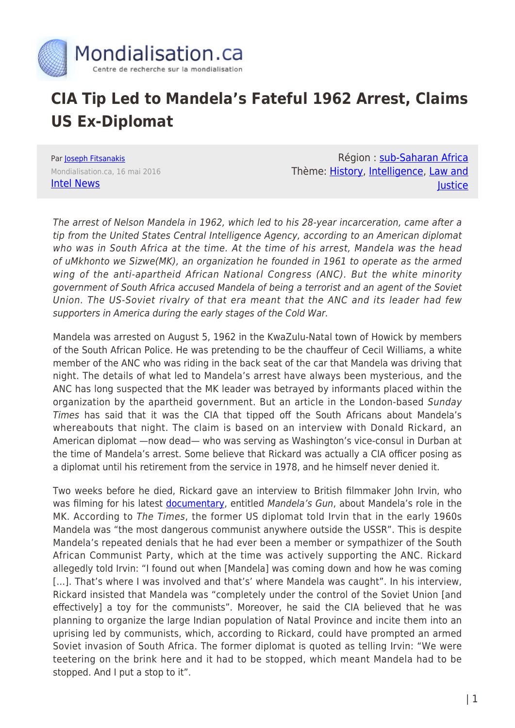# CIA Tip Led to Mandela's Fateful 1962 Arrest, Claims US Ex-Diplomat

Par [Joseph Fitsanakis](#)
Mondialisation.ca, 16 mai 2016
[Intel News](#)

Région : [sub-Saharan Africa](#)
Thème: [History](#), [Intelligence](#), [Law and Justice](#)

*The arrest of Nelson Mandela in 1962, which led to his 28-year incarceration, came after a tip from the United States Central Intelligence Agency, according to an American diplomat who was in South Africa at the time. At the time of his arrest, Mandela was the head of uMkhonto we Sizwe(MK), an organization he founded in 1961 to operate as the armed wing of the anti-apartheid African National Congress (ANC). But the white minority government of South Africa accused Mandela of being a terrorist and an agent of the Soviet Union. The US-Soviet rivalry of that era meant that the ANC and its leader had few supporters in America during the early stages of the Cold War.*

Mandela was arrested on August 5, 1962 in the KwaZulu-Natal town of Howick by members of the South African Police. He was pretending to be the chauffeur of Cecil Williams, a white member of the ANC who was riding in the back seat of the car that Mandela was driving that night. The details of what led to Mandela's arrest have always been mysterious, and the ANC has long suspected that the MK leader was betrayed by informants placed within the organization by the apartheid government. But an article in the London-based *Sunday Times* has said that it was the CIA that tipped off the South Africans about Mandela's whereabouts that night. The claim is based on an interview with Donald Rickard, an American diplomat —now dead— who was serving as Washington's vice-consul in Durban at the time of Mandela's arrest. Some believe that Rickard was actually a CIA officer posing as a diplomat until his retirement from the service in 1978, and he himself never denied it.

Two weeks before he died, Rickard gave an interview to British filmmaker John Irvin, who was filming for his latest [documentary](#), entitled *Mandela's Gun*, about Mandela's role in the MK. According to *The Times*, the former US diplomat told Irvin that in the early 1960s Mandela was "the most dangerous communist anywhere outside the USSR". This is despite Mandela's repeated denials that he had ever been a member or sympathizer of the South African Communist Party, which at the time was actively supporting the ANC. Rickard allegedly told Irvin: "I found out when [Mandela] was coming down and how he was coming […]. That's where I was involved and that's' where Mandela was caught". In his interview, Rickard insisted that Mandela was "completely under the control of the Soviet Union [and effectively] a toy for the communists". Moreover, he said the CIA believed that he was planning to organize the large Indian population of Natal Province and incite them into an uprising led by communists, which, according to Rickard, could have prompted an armed Soviet invasion of South Africa. The former diplomat is quoted as telling Irvin: "We were teetering on the brink here and it had to be stopped, which meant Mandela had to be stopped. And I put a stop to it".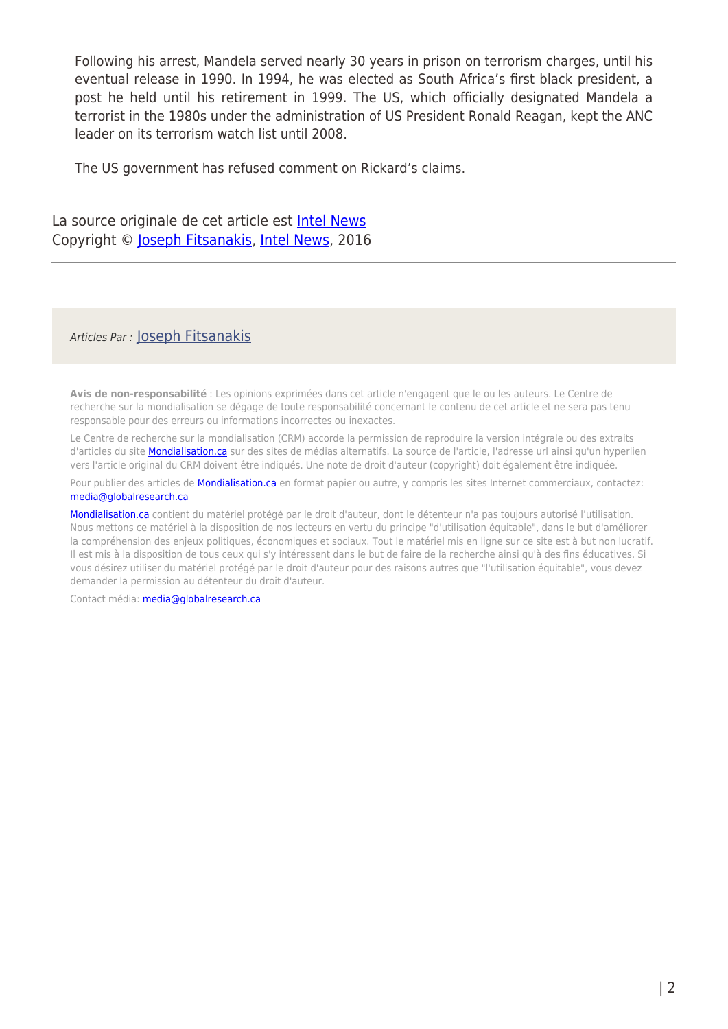Following his arrest, Mandela served nearly 30 years in prison on terrorism charges, until his eventual release in 1990. In 1994, he was elected as South Africa's first black president, a post he held until his retirement in 1999. The US, which officially designated Mandela a terrorist in the 1980s under the administration of US President Ronald Reagan, kept the ANC leader on its terrorism watch list until 2008.

The US government has refused comment on Rickard's claims.

La source originale de cet article est Intel News
Copyright © Joseph Fitsanakis, Intel News, 2016

---

*Articles Par :* Joseph Fitsanakis

**Avis de non-responsabilité** : Les opinions exprimées dans cet article n'engagent que le ou les auteurs. Le Centre de recherche sur la mondialisation se dégage de toute responsabilité concernant le contenu de cet article et ne sera pas tenu responsable pour des erreurs ou informations incorrectes ou inexactes.

Le Centre de recherche sur la mondialisation (CRM) accorde la permission de reproduire la version intégrale ou des extraits d'articles du site Mondialisation.ca sur des sites de médias alternatifs. La source de l'article, l'adresse url ainsi qu'un hyperlien vers l'article original du CRM doivent être indiqués. Une note de droit d'auteur (copyright) doit également être indiquée.

Pour publier des articles de Mondialisation.ca en format papier ou autre, y compris les sites Internet commerciaux, contactez: media@globalresearch.ca

Mondialisation.ca contient du matériel protégé par le droit d'auteur, dont le détenteur n'a pas toujours autorisé l'utilisation. Nous mettons ce matériel à la disposition de nos lecteurs en vertu du principe "d'utilisation équitable", dans le but d'améliorer la compréhension des enjeux politiques, économiques et sociaux. Tout le matériel mis en ligne sur ce site est à but non lucratif. Il est mis à la disposition de tous ceux qui s'y intéressent dans le but de faire de la recherche ainsi qu'à des fins éducatives. Si vous désirez utiliser du matériel protégé par le droit d'auteur pour des raisons autres que "l'utilisation équitable", vous devez demander la permission au détenteur du droit d'auteur.

Contact média: media@globalresearch.ca